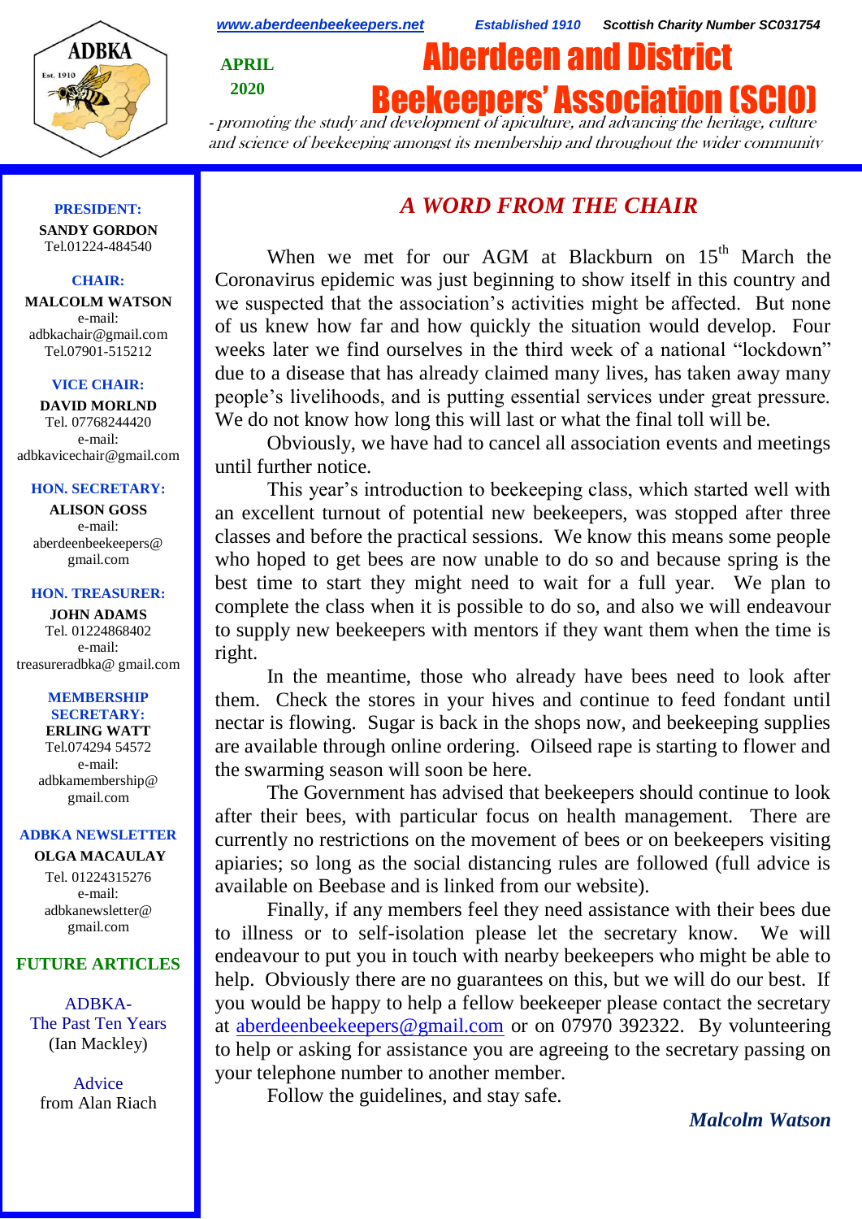www.aberdeenbeekeepers.net    Established 1910    Scottish Charity Number SC031754

APRIL 2020

# Aberdeen and District Beekeepers' Association (SCIO)

*- promoting the study and development of apiculture, and advancing the heritage, culture and science of beekeeping amongst its membership and throughout the wider community*

**PRESIDENT:**
**SANDY GORDON**
Tel.01224-484540

**CHAIR:**
**MALCOLM WATSON**
e-mail: adbkachair@gmail.com
Tel.07901-515212

**VICE CHAIR:**
**DAVID MORLND**
Tel. 07768244420
e-mail: adbkavicechair@gmail.com

**HON. SECRETARY:**
**ALISON GOSS**
e-mail: aberdeenbeekeepers@gmail.com

**HON. TREASURER:**
**JOHN ADAMS**
Tel. 01224868402
e-mail: treasureradbka@ gmail.com

**MEMBERSHIP SECRETARY:**
**ERLING WATT**
Tel.074294 54572
e-mail: adbkamembership@gmail.com

**ADBKA NEWSLETTER**
**OLGA MACAULAY**
Tel. 01224315276
e-mail: adbkanewsletter@gmail.com

**FUTURE ARTICLES**

ADBKA- The Past Ten Years (Ian Mackley)

Advice from Alan Riach

## *A WORD FROM THE CHAIR*

When we met for our AGM at Blackburn on 15th March the Coronavirus epidemic was just beginning to show itself in this country and we suspected that the association's activities might be affected. But none of us knew how far and how quickly the situation would develop. Four weeks later we find ourselves in the third week of a national "lockdown" due to a disease that has already claimed many lives, has taken away many people's livelihoods, and is putting essential services under great pressure. We do not know how long this will last or what the final toll will be.

Obviously, we have had to cancel all association events and meetings until further notice.

This year's introduction to beekeeping class, which started well with an excellent turnout of potential new beekeepers, was stopped after three classes and before the practical sessions. We know this means some people who hoped to get bees are now unable to do so and because spring is the best time to start they might need to wait for a full year. We plan to complete the class when it is possible to do so, and also we will endeavour to supply new beekeepers with mentors if they want them when the time is right.

In the meantime, those who already have bees need to look after them. Check the stores in your hives and continue to feed fondant until nectar is flowing. Sugar is back in the shops now, and beekeeping supplies are available through online ordering. Oilseed rape is starting to flower and the swarming season will soon be here.

The Government has advised that beekeepers should continue to look after their bees, with particular focus on health management. There are currently no restrictions on the movement of bees or on beekeepers visiting apiaries; so long as the social distancing rules are followed (full advice is available on Beebase and is linked from our website).

Finally, if any members feel they need assistance with their bees due to illness or to self-isolation please let the secretary know. We will endeavour to put you in touch with nearby beekeepers who might be able to help. Obviously there are no guarantees on this, but we will do our best. If you would be happy to help a fellow beekeeper please contact the secretary at aberdeenbeekeepers@gmail.com or on 07970 392322. By volunteering to help or asking for assistance you are agreeing to the secretary passing on your telephone number to another member.

Follow the guidelines, and stay safe.

***Malcolm Watson***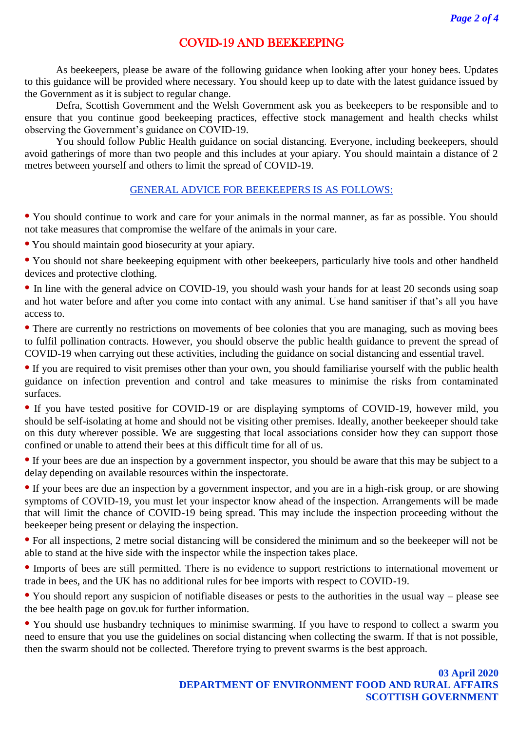# COVID-19 AND BEEKEEPING

As beekeepers, please be aware of the following guidance when looking after your honey bees. Updates to this guidance will be provided where necessary. You should keep up to date with the latest guidance issued by the Government as it is subject to regular change.

Defra, Scottish Government and the Welsh Government ask you as beekeepers to be responsible and to ensure that you continue good beekeeping practices, effective stock management and health checks whilst observing the Government's guidance on COVID-19.

You should follow Public Health guidance on social distancing. Everyone, including beekeepers, should avoid gatherings of more than two people and this includes at your apiary. You should maintain a distance of 2 metres between yourself and others to limit the spread of COVID-19.

## GENERAL ADVICE FOR BEEKEEPERS IS AS FOLLOWS:

- You should continue to work and care for your animals in the normal manner, as far as possible. You should not take measures that compromise the welfare of the animals in your care.
- You should maintain good biosecurity at your apiary.
- You should not share beekeeping equipment with other beekeepers, particularly hive tools and other handheld devices and protective clothing.
- In line with the general advice on COVID-19, you should wash your hands for at least 20 seconds using soap and hot water before and after you come into contact with any animal. Use hand sanitiser if that's all you have access to.
- There are currently no restrictions on movements of bee colonies that you are managing, such as moving bees to fulfil pollination contracts. However, you should observe the public health guidance to prevent the spread of COVID-19 when carrying out these activities, including the guidance on social distancing and essential travel.
- If you are required to visit premises other than your own, you should familiarise yourself with the public health guidance on infection prevention and control and take measures to minimise the risks from contaminated surfaces.
- If you have tested positive for COVID-19 or are displaying symptoms of COVID-19, however mild, you should be self-isolating at home and should not be visiting other premises. Ideally, another beekeeper should take on this duty wherever possible. We are suggesting that local associations consider how they can support those confined or unable to attend their bees at this difficult time for all of us.
- If your bees are due an inspection by a government inspector, you should be aware that this may be subject to a delay depending on available resources within the inspectorate.
- If your bees are due an inspection by a government inspector, and you are in a high-risk group, or are showing symptoms of COVID-19, you must let your inspector know ahead of the inspection. Arrangements will be made that will limit the chance of COVID-19 being spread. This may include the inspection proceeding without the beekeeper being present or delaying the inspection.
- For all inspections, 2 metre social distancing will be considered the minimum and so the beekeeper will not be able to stand at the hive side with the inspector while the inspection takes place.
- Imports of bees are still permitted. There is no evidence to support restrictions to international movement or trade in bees, and the UK has no additional rules for bee imports with respect to COVID-19.
- You should report any suspicion of notifiable diseases or pests to the authorities in the usual way – please see the bee health page on gov.uk for further information.
- You should use husbandry techniques to minimise swarming. If you have to respond to collect a swarm you need to ensure that you use the guidelines on social distancing when collecting the swarm. If that is not possible, then the swarm should not be collected. Therefore trying to prevent swarms is the best approach.

**03 April 2020**
**DEPARTMENT OF ENVIRONMENT FOOD AND RURAL AFFAIRS**
**SCOTTISH GOVERNMENT**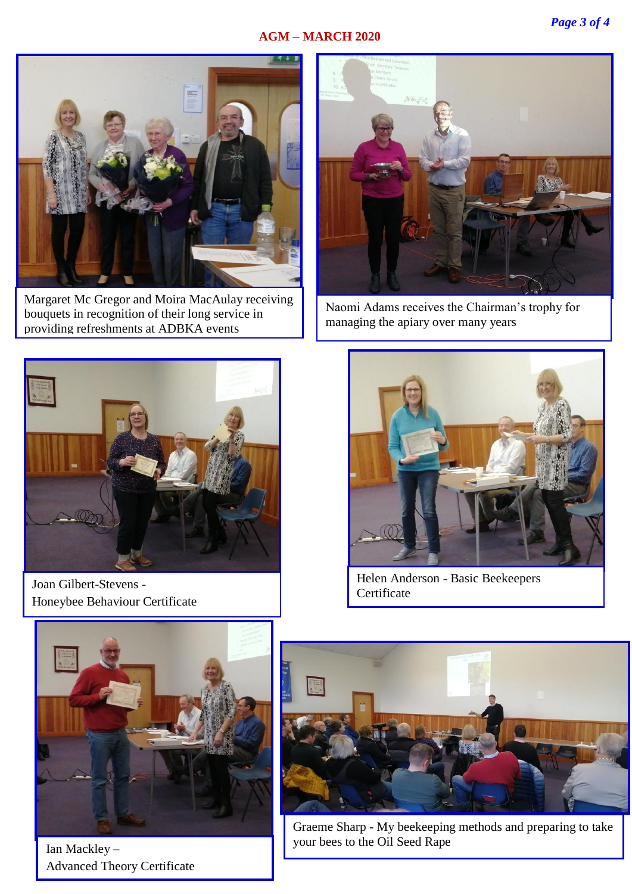## AGM – MARCH 2020

Margaret Mc Gregor and Moira MacAulay receiving bouquets in recognition of their long service in providing refreshments at ADBKA events

Naomi Adams receives the Chairman's trophy for managing the apiary over many years

Joan Gilbert-Stevens - Honeybee Behaviour Certificate

Helen Anderson - Basic Beekeepers Certificate

Ian Mackley – Advanced Theory Certificate

Graeme Sharp - My beekeeping methods and preparing to take your bees to the Oil Seed Rape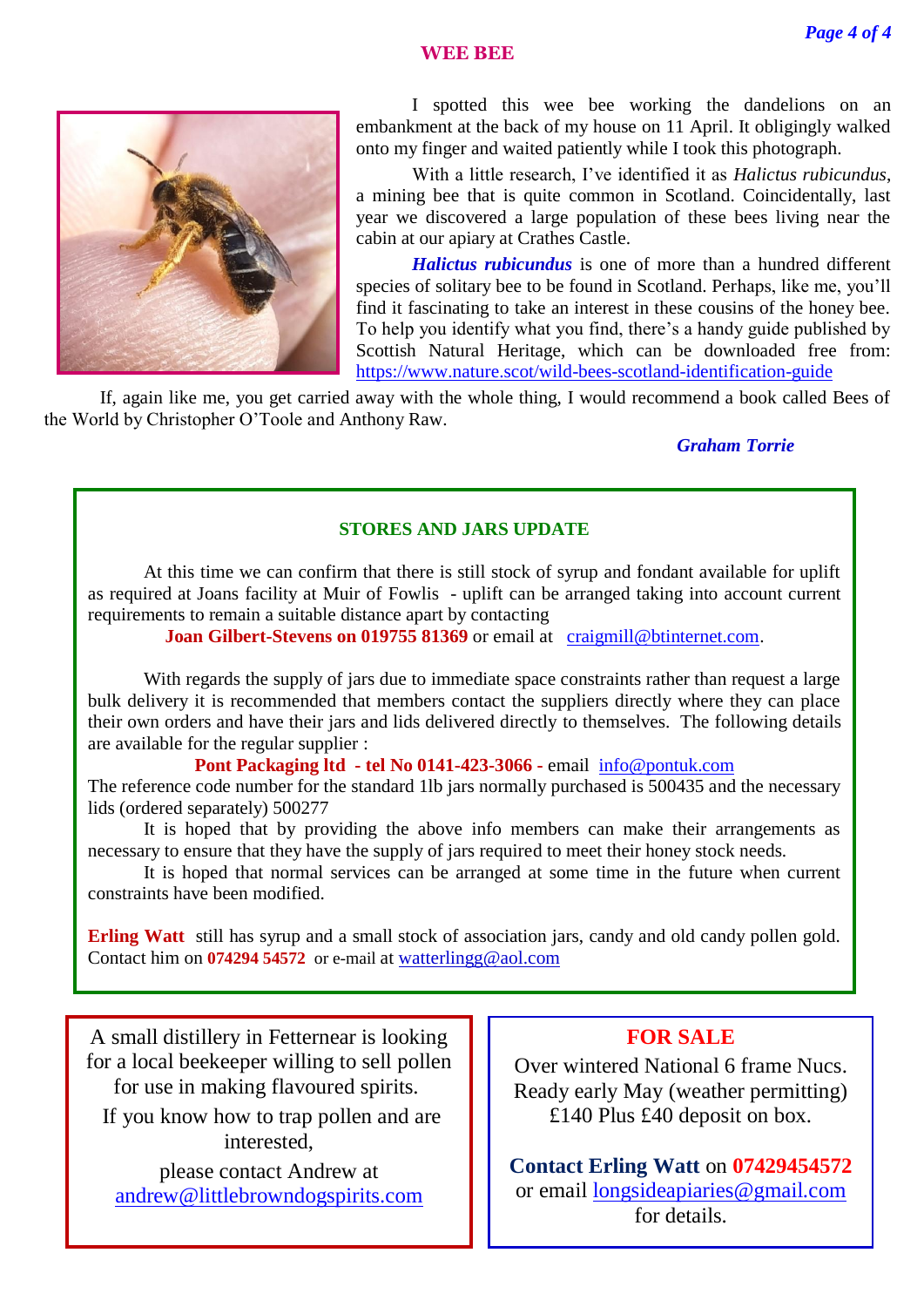## WEE BEE

I spotted this wee bee working the dandelions on an embankment at the back of my house on 11 April. It obligingly walked onto my finger and waited patiently while I took this photograph.

With a little research, I've identified it as *Halictus rubicundus*, a mining bee that is quite common in Scotland. Coincidentally, last year we discovered a large population of these bees living near the cabin at our apiary at Crathes Castle.

***Halictus rubicundus*** is one of more than a hundred different species of solitary bee to be found in Scotland. Perhaps, like me, you'll find it fascinating to take an interest in these cousins of the honey bee. To help you identify what you find, there's a handy guide published by Scottish Natural Heritage, which can be downloaded free from: https://www.nature.scot/wild-bees-scotland-identification-guide

If, again like me, you get carried away with the whole thing, I would recommend a book called Bees of the World by Christopher O'Toole and Anthony Raw.

***Graham Torrie***

## STORES AND JARS UPDATE

At this time we can confirm that there is still stock of syrup and fondant available for uplift as required at Joans facility at Muir of Fowlis - uplift can be arranged taking into account current requirements to remain a suitable distance apart by contacting

**Joan Gilbert-Stevens on 019755 81369** or email at craigmill@btinternet.com.

With regards the supply of jars due to immediate space constraints rather than request a large bulk delivery it is recommended that members contact the suppliers directly where they can place their own orders and have their jars and lids delivered directly to themselves. The following details are available for the regular supplier :

**Pont Packaging ltd - tel No 0141-423-3066 -** email info@pontuk.com

The reference code number for the standard 1lb jars normally purchased is 500435 and the necessary lids (ordered separately) 500277

It is hoped that by providing the above info members can make their arrangements as necessary to ensure that they have the supply of jars required to meet their honey stock needs.

It is hoped that normal services can be arranged at some time in the future when current constraints have been modified.

**Erling Watt** still has syrup and a small stock of association jars, candy and old candy pollen gold. Contact him on **074294 54572** or e-mail at watterlingg@aol.com

A small distillery in Fetternear is looking for a local beekeeper willing to sell pollen for use in making flavoured spirits.

If you know how to trap pollen and are interested,

please contact Andrew at andrew@littlebrowndogspirits.com

## FOR SALE

Over wintered National 6 frame Nucs. Ready early May (weather permitting) £140 Plus £40 deposit on box.

**Contact Erling Watt** on **07429454572** or email longsideapiaries@gmail.com for details.